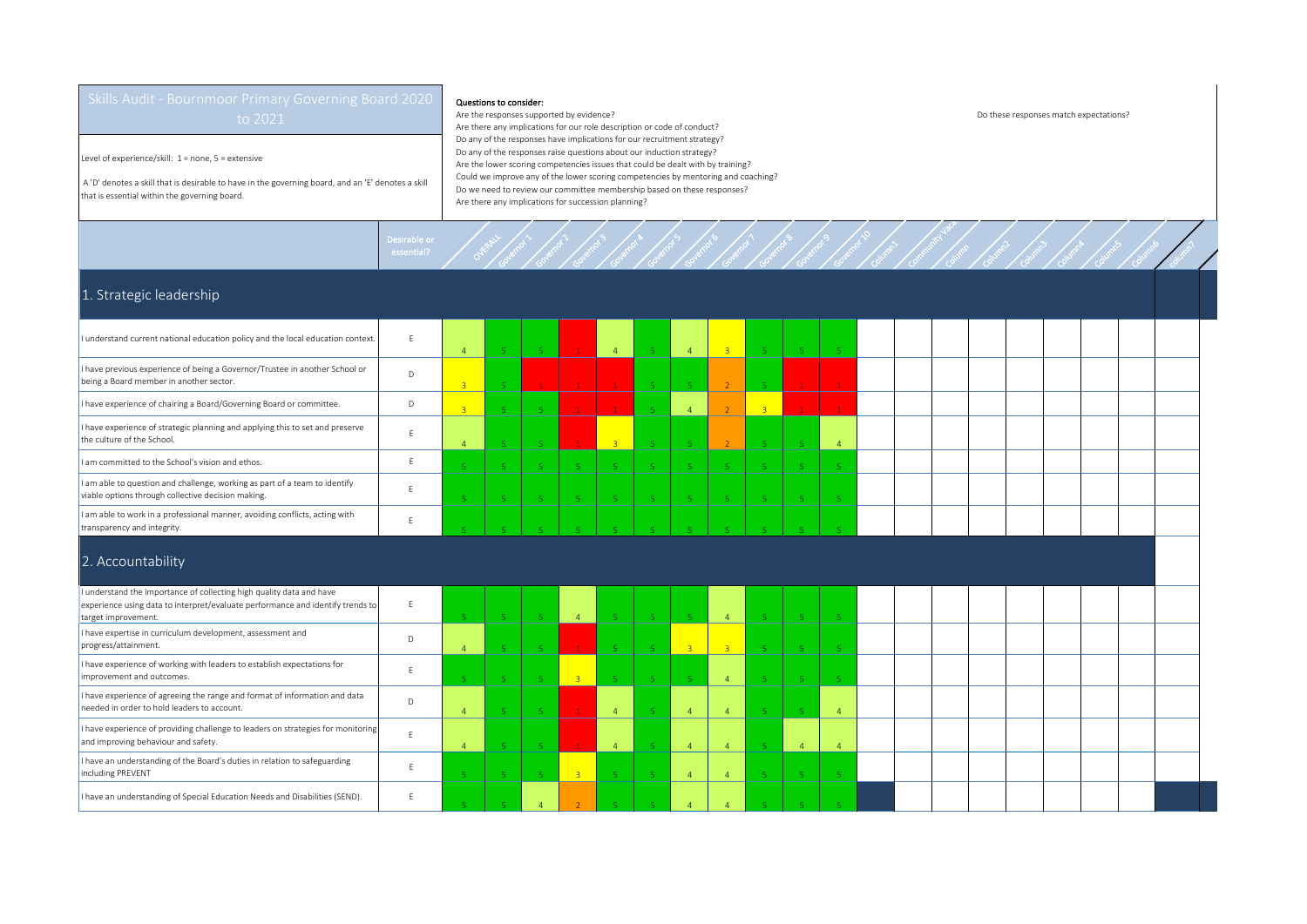# Skills Audit - Bournmoor Primary Governing Board 2020 to 2021

Level of experience/skill: 1 = none, 5 = extensive

A 'D' denotes a skill that is desirable to have in the governing board, and an 'E' denotes a skill that is essential within the governing board.

**Questions to consider:**

Are the responses supported by evidence?
Are there any implications for our role description or code of conduct?
Do any of the responses have implications for our recruitment strategy?
Do any of the responses raise questions about our induction strategy?
Are the lower scoring competencies issues that could be dealt with by training?
Could we improve any of the lower scoring competencies by mentoring and coaching?
Do we need to review our committee membership based on these responses?
Are there any implications for succession planning?

Do these responses match expectations?

| | Desirable or essential? | OVERALL | Governor 1 | Governor 2 | Governor 3 | Governor 4 | Governor 5 | Governor 6 | Governor 7 | Governor 8 | Governor 9 | Governor 10 | Column1 | Community Vice | Column | Column2 | Column3 | Column4 | Column5 | Column6 | Column7 |
|---|---|---|---|---|---|---|---|---|---|---|---|---|---|---|---|---|---|---|---|---|---|
| **1. Strategic leadership** | | | | | | | | | | | | | | | | | | | | | |
| I understand current national education policy and the local education context. | E | 4 | 5 | 5 | 1 | 4 | 5 | 4 | 3 | 5 | 5 | 5 | | | | | | | | | |
| I have previous experience of being a Governor/Trustee in another School or being a Board member in another sector. | D | 3 | 5 | 1 | 1 | 1 | 5 | 5 | 2 | 5 | 1 | 1 | | | | | | | | | |
| I have experience of chairing a Board/Governing Board or committee. | D | 3 | 5 | 5 | 1 | 1 | 5 | 4 | 2 | 3 | 1 | 1 | | | | | | | | | |
| I have experience of strategic planning and applying this to set and preserve the culture of the School. | E | 4 | 5 | 5 | 1 | 3 | 5 | 5 | 2 | 5 | 5 | 4 | | | | | | | | | |
| I am committed to the School's vision and ethos. | E | 5 | 5 | 5 | 5 | 5 | 5 | 5 | 5 | 5 | 5 | 5 | | | | | | | | | |
| I am able to question and challenge, working as part of a team to identify viable options through collective decision making. | E | 5 | 5 | 5 | 5 | 5 | 5 | 5 | 5 | 5 | 5 | 5 | | | | | | | | | |
| I am able to work in a professional manner, avoiding conflicts, acting with transparency and integrity. | E | 5 | 5 | 5 | 5 | 5 | 5 | 5 | 5 | 5 | 5 | 5 | | | | | | | | | |
| **2. Accountability** | | | | | | | | | | | | | | | | | | | | | |
| I understand the importance of collecting high quality data and have experience using data to interpret/evaluate performance and identify trends to target improvement. | E | 5 | 5 | 5 | 4 | 5 | 5 | 5 | 4 | 5 | 5 | 5 | | | | | | | | | |
| I have expertise in curriculum development, assessment and progress/attainment. | D | 4 | 5 | 5 | 1 | 5 | 5 | 3 | 3 | 5 | 5 | 5 | | | | | | | | | |
| I have experience of working with leaders to establish expectations for improvement and outcomes. | E | 5 | 5 | 5 | 3 | 5 | 5 | 5 | 4 | 5 | 5 | 5 | | | | | | | | | |
| I have experience of agreeing the range and format of information and data needed in order to hold leaders to account. | D | 4 | 5 | 5 | 1 | 4 | 5 | 4 | 4 | 5 | 5 | 4 | | | | | | | | | |
| I have experience of providing challenge to leaders on strategies for monitoring and improving behaviour and safety. | E | 4 | 5 | 5 | 1 | 4 | 5 | 4 | 4 | 5 | 4 | 4 | | | | | | | | | |
| I have an understanding of the Board's duties in relation to safeguarding including PREVENT | E | 5 | 5 | 5 | 3 | 5 | 5 | 4 | 4 | 5 | 5 | 5 | | | | | | | | | |
| I have an understanding of Special Education Needs and Disabilities (SEND). | E | 5 | 5 | 4 | 2 | 5 | 5 | 4 | 4 | 5 | 5 | 5 | | | | | | | | | |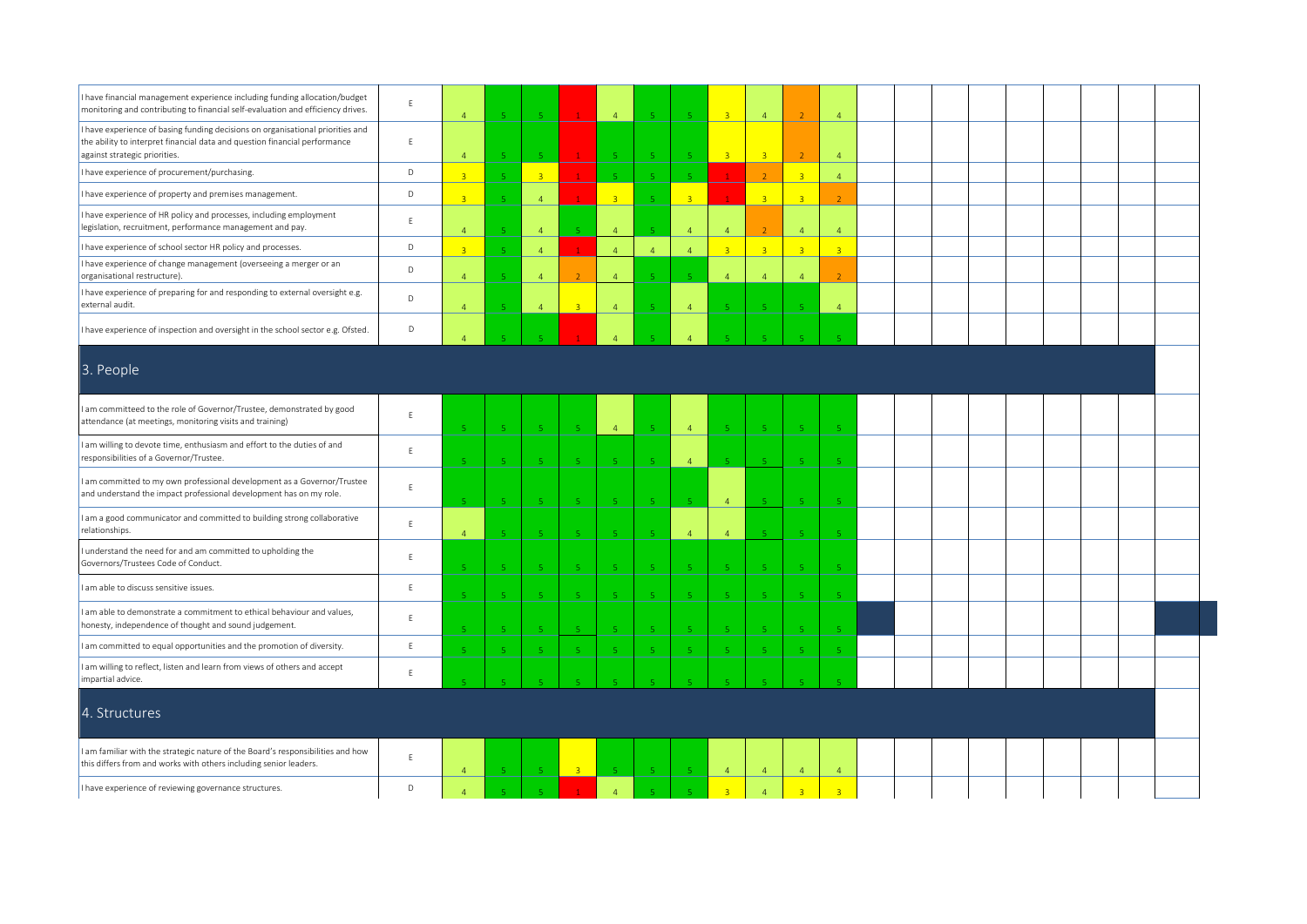| | | | | | | | | | | | | | | | | | | | | | |
|---|---|---|---|---|---|---|---|---|---|---|---|---|---|---|---|---|---|---|---|---|---|
| I have financial management experience including funding allocation/budget monitoring and contributing to financial self-evaluation and efficiency drives. | E | 4 | 5 | 5 | 1 | 4 | 5 | 5 | 3 | 4 | 2 | 4 | | | | | | | | | |
| I have experience of basing funding decisions on organisational priorities and the ability to interpret financial data and question financial performance against strategic priorities. | E | 4 | 5 | 5 | 1 | 5 | 5 | 5 | 3 | 3 | 2 | 4 | | | | | | | | | |
| I have experience of procurement/purchasing. | D | 3 | 5 | 3 | 1 | 5 | 5 | 5 | 1 | 2 | 3 | 4 | | | | | | | | | |
| I have experience of property and premises management. | D | 3 | 5 | 4 | 1 | 3 | 5 | 3 | 1 | 3 | 3 | 2 | | | | | | | | | |
| I have experience of HR policy and processes, including employment legislation, recruitment, performance management and pay. | E | 4 | 5 | 4 | 5 | 4 | 5 | 4 | 4 | 2 | 4 | 4 | | | | | | | | | |
| I have experience of school sector HR policy and processes. | D | 3 | 5 | 4 | 1 | 4 | 4 | 4 | 3 | 3 | 3 | 3 | | | | | | | | | |
| I have experience of change management (overseeing a merger or an organisational restructure). | D | 4 | 5 | 4 | 2 | 4 | 5 | 5 | 4 | 4 | 4 | 2 | | | | | | | | | |
| I have experience of preparing for and responding to external oversight e.g. external audit. | D | 4 | 5 | 4 | 3 | 4 | 5 | 4 | 5 | 5 | 5 | 4 | | | | | | | | | |
| I have experience of inspection and oversight in the school sector e.g. Ofsted. | D | 4 | 5 | 5 | 1 | 4 | 5 | 4 | 5 | 5 | 5 | 5 | | | | | | | | | |
| **3. People** | | | | | | | | | | | | | | | | | | | | | |
| I am committeed to the role of Governor/Trustee, demonstrated by good attendance (at meetings, monitoring visits and training) | E | 5 | 5 | 5 | 5 | 4 | 5 | 4 | 5 | 5 | 5 | 5 | | | | | | | | | |
| I am willing to devote time, enthusiasm and effort to the duties of and responsibilities of a Governor/Trustee. | E | 5 | 5 | 5 | 5 | 5 | 5 | 4 | 5 | 5 | 5 | 5 | | | | | | | | | |
| I am committed to my own professional development as a Governor/Trustee and understand the impact professional development has on my role. | E | 5 | 5 | 5 | 5 | 5 | 5 | 5 | 4 | 5 | 5 | 5 | | | | | | | | | |
| I am a good communicator and committed to building strong collaborative relationships. | E | 4 | 5 | 5 | 5 | 5 | 5 | 4 | 4 | 5 | 5 | 5 | | | | | | | | | |
| I understand the need for and am committed to upholding the Governors/Trustees Code of Conduct. | E | 5 | 5 | 5 | 5 | 5 | 5 | 5 | 5 | 5 | 5 | 5 | | | | | | | | | |
| I am able to discuss sensitive issues. | E | 5 | 5 | 5 | 5 | 5 | 5 | 5 | 5 | 5 | 5 | 5 | | | | | | | | | |
| I am able to demonstrate a commitment to ethical behaviour and values, honesty, independence of thought and sound judgement. | E | 5 | 5 | 5 | 5 | 5 | 5 | 5 | 5 | 5 | 5 | 5 | | | | | | | | | |
| I am committed to equal opportunities and the promotion of diversity. | E | 5 | 5 | 5 | 5 | 5 | 5 | 5 | 5 | 5 | 5 | 5 | | | | | | | | | |
| I am willing to reflect, listen and learn from views of others and accept impartial advice. | E | 5 | 5 | 5 | 5 | 5 | 5 | 5 | 5 | 5 | 5 | 5 | | | | | | | | | |
| **4. Structures** | | | | | | | | | | | | | | | | | | | | | |
| I am familiar with the strategic nature of the Board's responsibilities and how this differs from and works with others including senior leaders. | E | 4 | 5 | 5 | 3 | 5 | 5 | 5 | 4 | 4 | 4 | 4 | | | | | | | | | |
| I have experience of reviewing governance structures. | D | 4 | 5 | 5 | 1 | 4 | 5 | 5 | 3 | 4 | 3 | 3 | | | | | | | | | |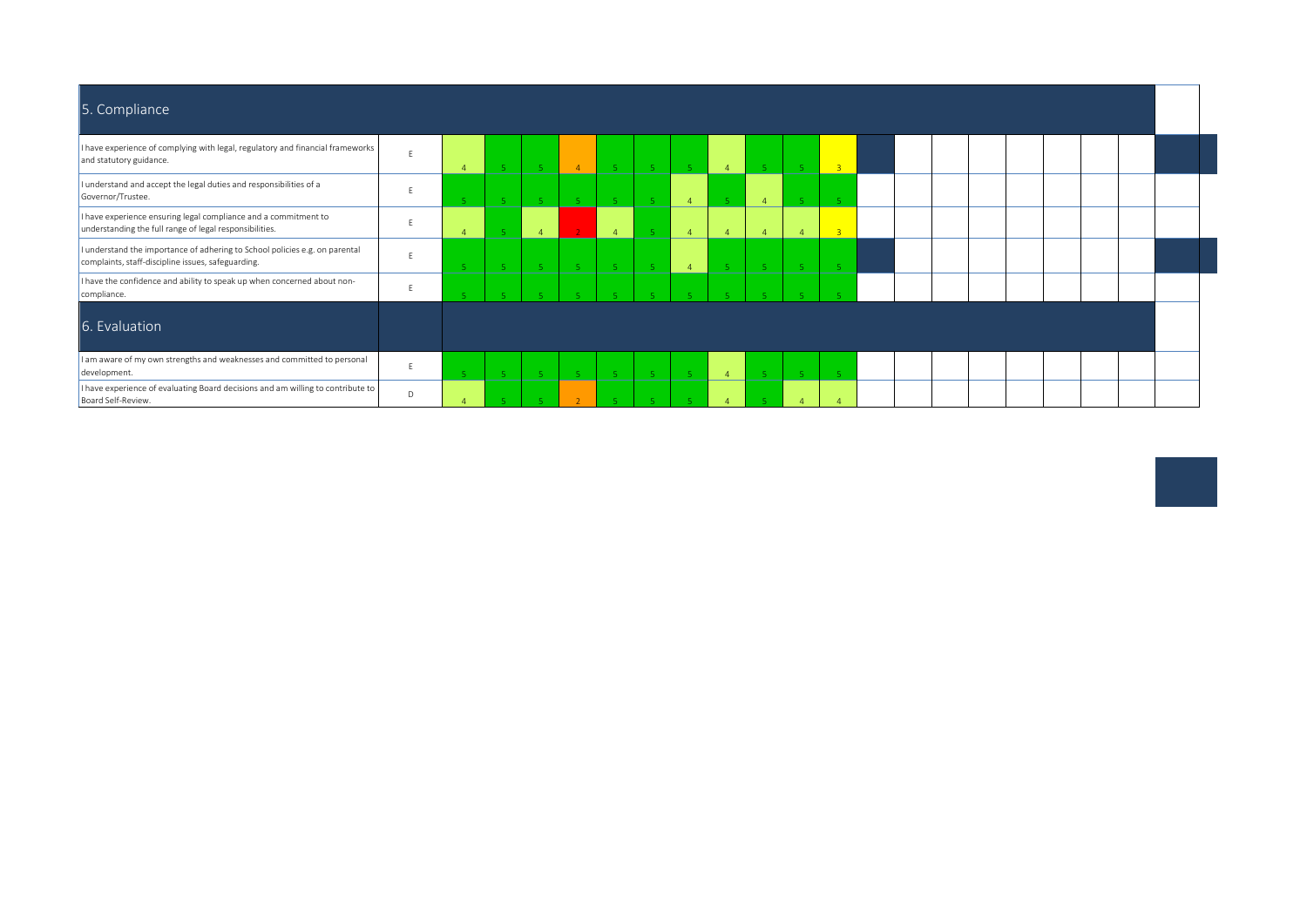## 5. Compliance

| | | | | | | | | | | | | | | | | | | | | | |
|---|---|---|---|---|---|---|---|---|---|---|---|---|---|---|---|---|---|---|---|---|---|
| I have experience of complying with legal, regulatory and financial frameworks and statutory guidance. | E | 4 | 5 | 5 | 4 | 5 | 5 | 5 | 4 | 5 | 5 | 3 | | | | | | | | | |
| I understand and accept the legal duties and responsibilities of a Governor/Trustee. | E | 5 | 5 | 5 | 5 | 5 | 5 | 4 | 5 | 4 | 5 | 5 | | | | | | | | | |
| I have experience ensuring legal compliance and a commitment to understanding the full range of legal responsibilities. | E | 4 | 5 | 4 | 2 | 4 | 5 | 4 | 4 | 4 | 4 | 3 | | | | | | | | | |
| I understand the importance of adhering to School policies e.g. on parental complaints, staff-discipline issues, safeguarding. | E | 5 | 5 | 5 | 5 | 5 | 5 | 4 | 5 | 5 | 5 | 5 | | | | | | | | | |
| I have the confidence and ability to speak up when concerned about non-compliance. | E | 5 | 5 | 5 | 5 | 5 | 5 | 5 | 5 | 5 | 5 | 5 | | | | | | | | | |

## 6. Evaluation

| | | | | | | | | | | | | | | | | | | | | | |
|---|---|---|---|---|---|---|---|---|---|---|---|---|---|---|---|---|---|---|---|---|---|
| I am aware of my own strengths and weaknesses and committed to personal development. | E | 5 | 5 | 5 | 5 | 5 | 5 | 5 | 4 | 5 | 5 | 5 | | | | | | | | | |
| I have experience of evaluating Board decisions and am willing to contribute to Board Self-Review. | D | 4 | 5 | 5 | 2 | 5 | 5 | 5 | 4 | 5 | 4 | 4 | | | | | | | | | |